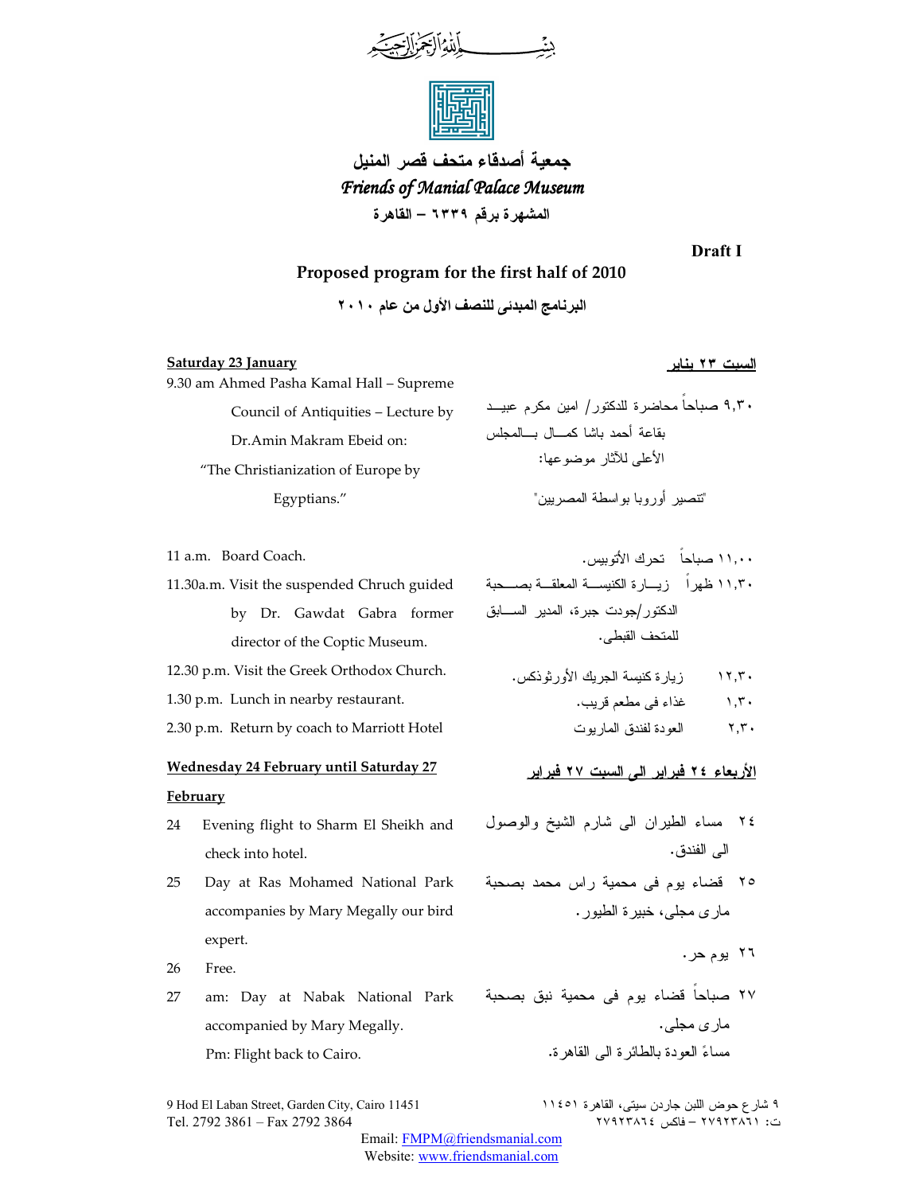بسم الله الرحمن الرحيم

**جمعية أصدقاء متحف قصر المنيل**

***Friends of Manial Palace Museum***

**المشهرة برقم ٦٣٣٩ – القاهرة**

**Draft I**

## Proposed program for the first half of 2010

## البرنامج المبدئى للنصف الأول من عام ٢٠١٠

**Saturday 23 January**

9.30 am Ahmed Pasha Kamal Hall – Supreme Council of Antiquities – Lecture by Dr.Amin Makram Ebeid on: "The Christianization of Europe by Egyptians."

11 a.m. Board Coach.

11.30a.m. Visit the suspended Chruch guided by Dr. Gawdat Gabra former director of the Coptic Museum.

12.30 p.m. Visit the Greek Orthodox Church.

1.30 p.m. Lunch in nearby restaurant.

2.30 p.m. Return by coach to Marriott Hotel

**السبت ٢٣ يناير**

٩,٣٠ صباحاً محاضرة للدكتور/ امين مكرم عبيد بقاعة أحمد باشا كمال بالمجلس الأعلى للآثار موضوعها:

"تنصير أوروبا بواسطة المصريين"

١١,٠٠ صباحاً تحرك الأتوبيس.

١١,٣٠ ظهراً زيارة الكنيسة المعلقة بصحبة الدكتور/جودت جبرة، المدير السابق للمتحف القبطى.

١٢,٣٠ زيارة كنيسة الجريك الأورثوذكس.

١,٣٠ غذاء فى مطعم قريب.

٢,٣٠ العودة لفندق الماريوت

**Wednesday 24 February until Saturday 27 February**

24 Evening flight to Sharm El Sheikh and check into hotel.

25 Day at Ras Mohamed National Park accompanies by Mary Megally our bird expert.

26 Free.

27 am: Day at Nabak National Park accompanied by Mary Megally.
Pm: Flight back to Cairo.

**الأربعاء ٢٤ فبراير الى السبت ٢٧ فبراير**

٢٤ مساء الطيران الى شارم الشيخ والوصول الى الفندق.

٢٥ قضاء يوم فى محمية راس محمد بصحبة مارى مجلى، خبيرة الطيور.

٢٦ يوم حر.

٢٧ صباحاً قضاء يوم فى محمية نبق بصحبة مارى مجلى.
مساءً العودة بالطائرة الى القاهرة.

9 Hod El Laban Street, Garden City, Cairo 11451
Tel. 2792 3861 – Fax 2792 3864

٩ شارع حوض اللبن جاردن سيتى، القاهرة ١١٤٥١
ت: ٢٧٩٢٣٨٦١ – فاكس ٢٧٩٢٣٨٦٤

Email: FMPM@friendsmanial.com
Website: www.friendsmanial.com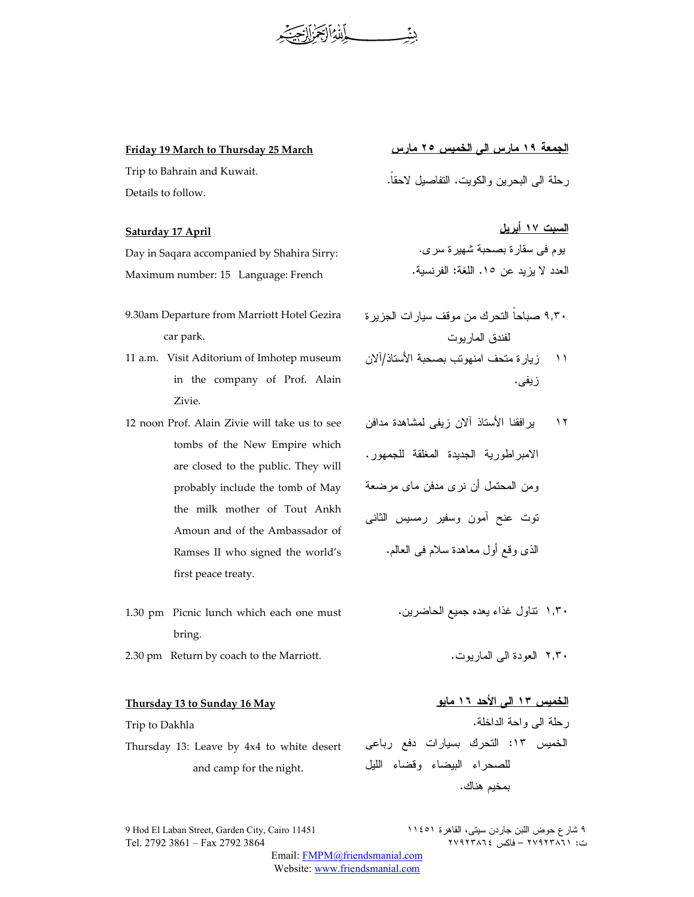بسم الله الرحمن الرحيم

**Friday 19 March to Thursday 25 March**

Trip to Bahrain and Kuwait.
Details to follow.

**الجمعة ١٩ مارس الى الخميس ٢٥ مارس**

رحلة الى البحرين والكويت. التفاصيل لاحقاً.

**Saturday 17 April**

Day in Saqara accompanied by Shahira Sirry:
Maximum number: 15 Language: French

- 9.30am Departure from Marriott Hotel Gezira car park.
- 11 a.m. Visit Aditorium of Imhotep museum in the company of Prof. Alain Zivie.
- 12 noon Prof. Alain Zivie will take us to see tombs of the New Empire which are closed to the public. They will probably include the tomb of May the milk mother of Tout Ankh Amoun and of the Ambassador of Ramses II who signed the world's first peace treaty.
- 1.30 pm Picnic lunch which each one must bring.
- 2.30 pm Return by coach to the Marriott.

**السبت ١٧ أبريل**

يوم فى سقارة بصحبة شهيرة سرى.
العدد لا يزيد عن ١٥. اللغة: الفرنسية.

- ٩,٣٠ صباحاً التحرك من موقف سيارات الجزيرة لفندق الماريوت
- ١١ زيارة متحف امنهوتب بصحبة الأستاذ/آلان زيفى.
- ١٢ يرافقنا الأستاذ آلان زيفى لمشاهدة مدافن الامبراطورية الجديدة المغلقة للجمهور. ومن المحتمل أن نرى مدفن ماى مرضعة توت عنخ آمون وسفير رمسيس الثانى الذى وقع أول معاهدة سلام فى العالم.
- ١,٣٠ تناول غذاء يعده جميع الحاضرين.
- ٢,٣٠ العودة الى الماريوت.

**Thursday 13 to Sunday 16 May**

Trip to Dakhla

Thursday 13: Leave by 4x4 to white desert and camp for the night.

**الخميس ١٣ الى الأحد ١٦ مايو**

رحلة الى واحة الداخلة.

الخميس ١٣: التحرك بسيارات دفع رباعى للصحراء البيضاء وقضاء الليل بمخيم هناك.

9 Hod El Laban Street, Garden City, Cairo 11451
Tel. 2792 3861 – Fax 2792 3864

٩ شارع حوض اللبن جاردن سيتى، القاهرة ١١٤٥١
ت: ٢٧٩٢٣٨٦١ – فاكس ٢٧٩٢٣٨٦٤

Email: FMPM@friendsmanial.com
Website: www.friendsmanial.com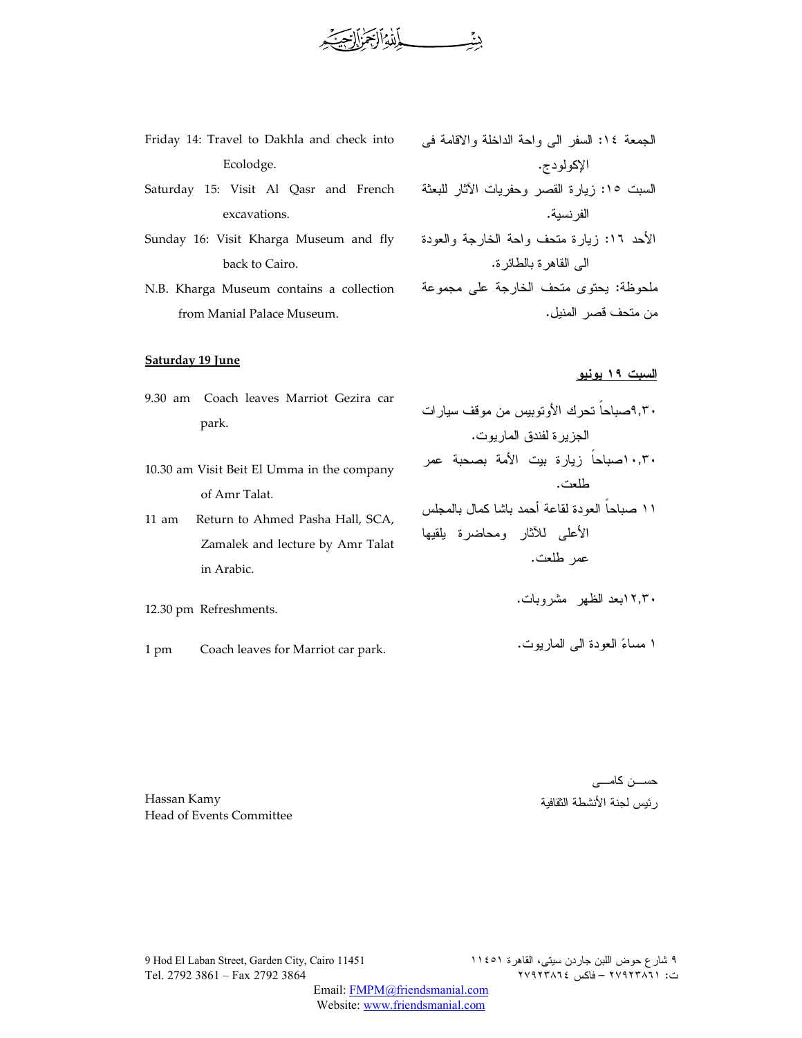بِسۡمِ ٱللَّهِ ٱلرَّحۡمَٰنِ ٱلرَّحِيمِ

Friday 14: Travel to Dakhla and check into Ecolodge.

Saturday 15: Visit Al Qasr and French excavations.

Sunday 16: Visit Kharga Museum and fly back to Cairo.

N.B. Kharga Museum contains a collection from Manial Palace Museum.

الجمعة ١٤: السفر الى واحة الداخلة والاقامة فى الإكولودج.

السبت ١٥: زيارة القصر وحفريات الآثار للبعثة الفرنسية.

الأحد ١٦: زيارة متحف واحة الخارجة والعودة الى القاهرة بالطائرة.

ملحوظة: يحتوى متحف الخارجة على مجموعة من متحف قصر المنيل.

**Saturday 19 June**

9.30 am Coach leaves Marriot Gezira car park.

10.30 am Visit Beit El Umma in the company of Amr Talat.

11 am Return to Ahmed Pasha Hall, SCA, Zamalek and lecture by Amr Talat in Arabic.

12.30 pm Refreshments.

1 pm Coach leaves for Marriot car park.

**السبت ١٩ يونيو**

٩,٣٠صباحاً تحرك الأوتوبيس من موقف سيارات الجزيرة لفندق الماريوت.

١٠,٣٠صباحاً زيارة بيت الأمة بصحبة عمر طلعت.

١١ صباحاً العودة لقاعة أحمد باشا كمال بالمجلس الأعلى للآثار ومحاضرة يلقيها عمر طلعت.

١٢,٣٠بعد الظهر مشروبات.

١ مساءً العودة الى الماريوت.

Hassan Kamy
Head of Events Committee

حســـن كامــــى
رئيس لجنة الأنشطة الثقافية

9 Hod El Laban Street, Garden City, Cairo 11451
Tel. 2792 3861 – Fax 2792 3864

٩ شارع حوض اللبن جاردن سيتى، القاهرة ١١٤٥١
ت: ٢٧٩٢٣٨٦١ – فاكس ٢٧٩٢٣٨٦٤

Email: FMPM@friendsmanial.com
Website: www.friendsmanial.com